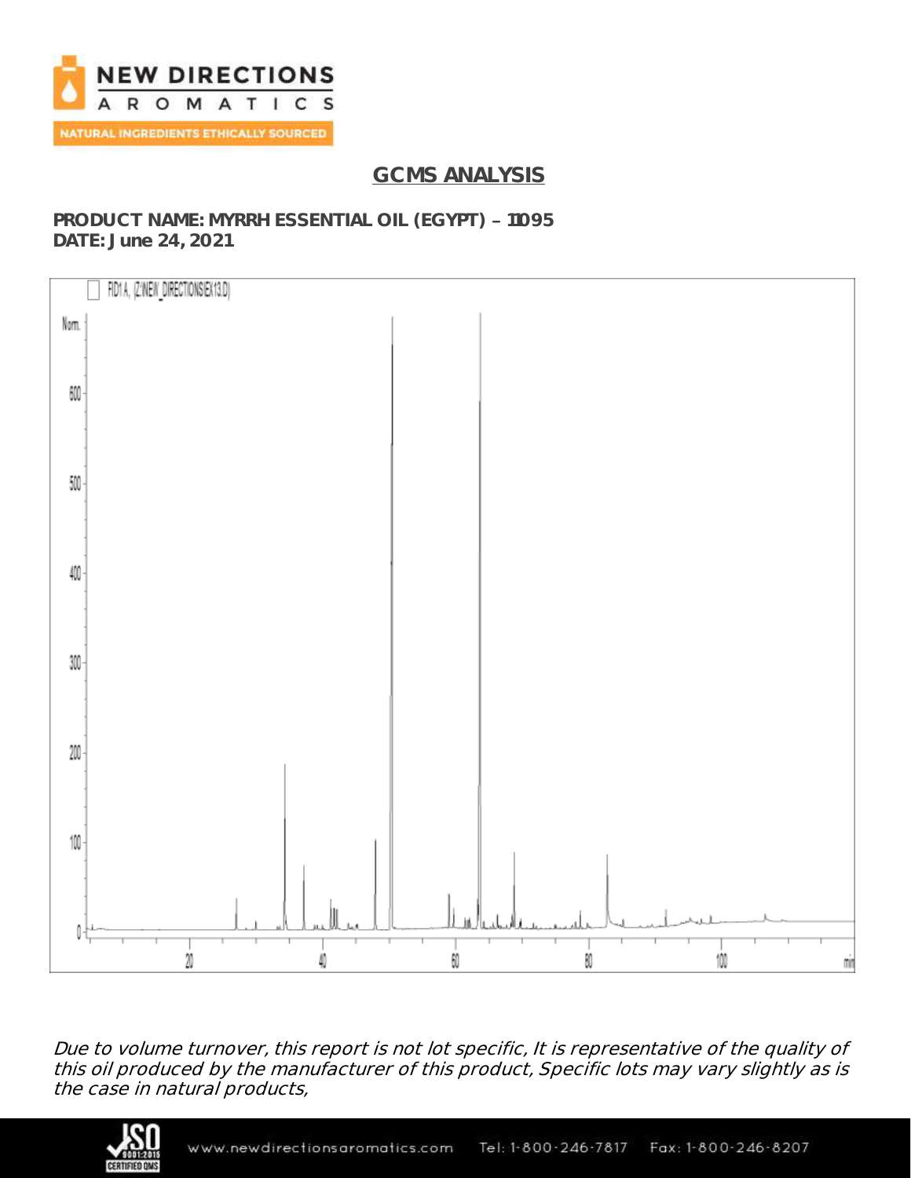# GCMS ANALYSIS

**PRODUCT NAME: MYRRH ESSENTIAL OIL (EGYPT) – 11095**
**DATE: June 24, 2021**

*Due to volume turnover, this report is not lot specific, It is representative of the quality of this oil produced by the manufacturer of this product, Specific lots may vary slightly as is the case in natural products,*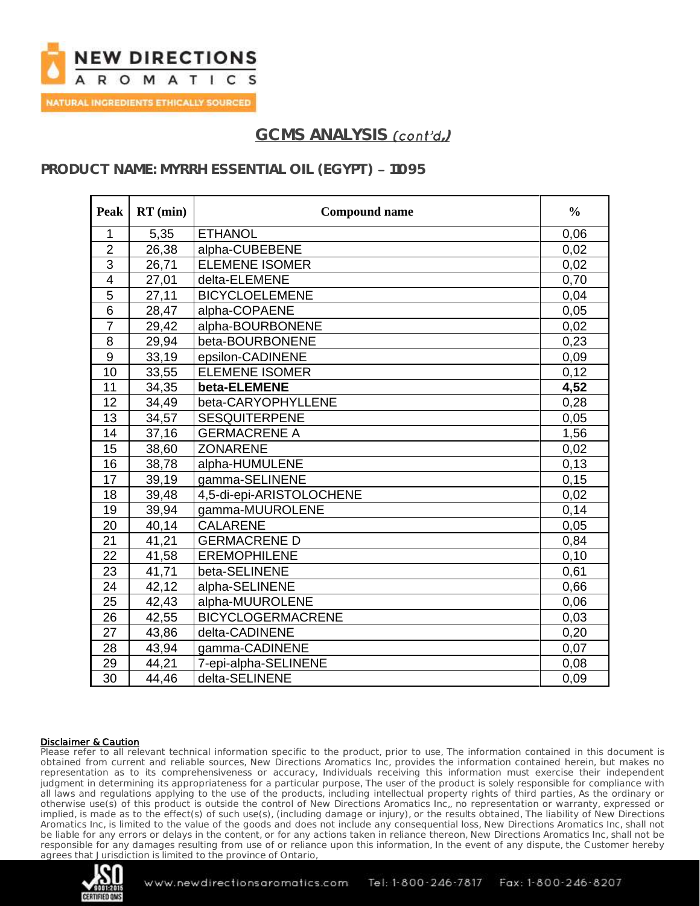## GCMS ANALYSIS *(cont'd,)*

### PRODUCT NAME: MYRRH ESSENTIAL OIL (EGYPT) – 11095

| Peak | RT (min) | Compound name | % |
|---|---|---|---|
| 1 | 5,35 | ETHANOL | 0,06 |
| 2 | 26,38 | alpha-CUBEBENE | 0,02 |
| 3 | 26,71 | ELEMENE ISOMER | 0,02 |
| 4 | 27,01 | delta-ELEMENE | 0,70 |
| 5 | 27,11 | BICYCLOELEMENE | 0,04 |
| 6 | 28,47 | alpha-COPAENE | 0,05 |
| 7 | 29,42 | alpha-BOURBONENE | 0,02 |
| 8 | 29,94 | beta-BOURBONENE | 0,23 |
| 9 | 33,19 | epsilon-CADINENE | 0,09 |
| 10 | 33,55 | ELEMENE ISOMER | 0,12 |
| 11 | 34,35 | **beta-ELEMENE** | **4,52** |
| 12 | 34,49 | beta-CARYOPHYLLENE | 0,28 |
| 13 | 34,57 | SESQUITERPENE | 0,05 |
| 14 | 37,16 | GERMACRENE A | 1,56 |
| 15 | 38,60 | ZONARENE | 0,02 |
| 16 | 38,78 | alpha-HUMULENE | 0,13 |
| 17 | 39,19 | gamma-SELINENE | 0,15 |
| 18 | 39,48 | 4,5-di-epi-ARISTOLOCHENE | 0,02 |
| 19 | 39,94 | gamma-MUUROLENE | 0,14 |
| 20 | 40,14 | CALARENE | 0,05 |
| 21 | 41,21 | GERMACRENE D | 0,84 |
| 22 | 41,58 | EREMOPHILENE | 0,10 |
| 23 | 41,71 | beta-SELINENE | 0,61 |
| 24 | 42,12 | alpha-SELINENE | 0,66 |
| 25 | 42,43 | alpha-MUUROLENE | 0,06 |
| 26 | 42,55 | BICYCLOGERMACRENE | 0,03 |
| 27 | 43,86 | delta-CADINENE | 0,20 |
| 28 | 43,94 | gamma-CADINENE | 0,07 |
| 29 | 44,21 | 7-epi-alpha-SELINENE | 0,08 |
| 30 | 44,46 | delta-SELINENE | 0,09 |

**Disclaimer & Caution**

Please refer to all relevant technical information specific to the product, prior to use, The information contained in this document is obtained from current and reliable sources, New Directions Aromatics Inc, provides the information contained herein, but makes no representation as to its comprehensiveness or accuracy, Individuals receiving this information must exercise their independent judgment in determining its appropriateness for a particular purpose, The user of the product is solely responsible for compliance with all laws and regulations applying to the use of the products, including intellectual property rights of third parties, As the ordinary or otherwise use(s) of this product is outside the control of New Directions Aromatics Inc,, no representation or warranty, expressed or implied, is made as to the effect(s) of such use(s), (including damage or injury), or the results obtained, The liability of New Directions Aromatics Inc, is limited to the value of the goods and does not include any consequential loss, New Directions Aromatics Inc, shall not be liable for any errors or delays in the content, or for any actions taken in reliance thereon, New Directions Aromatics Inc, shall not be responsible for any damages resulting from use of or reliance upon this information, In the event of any dispute, the Customer hereby agrees that Jurisdiction is limited to the province of Ontario,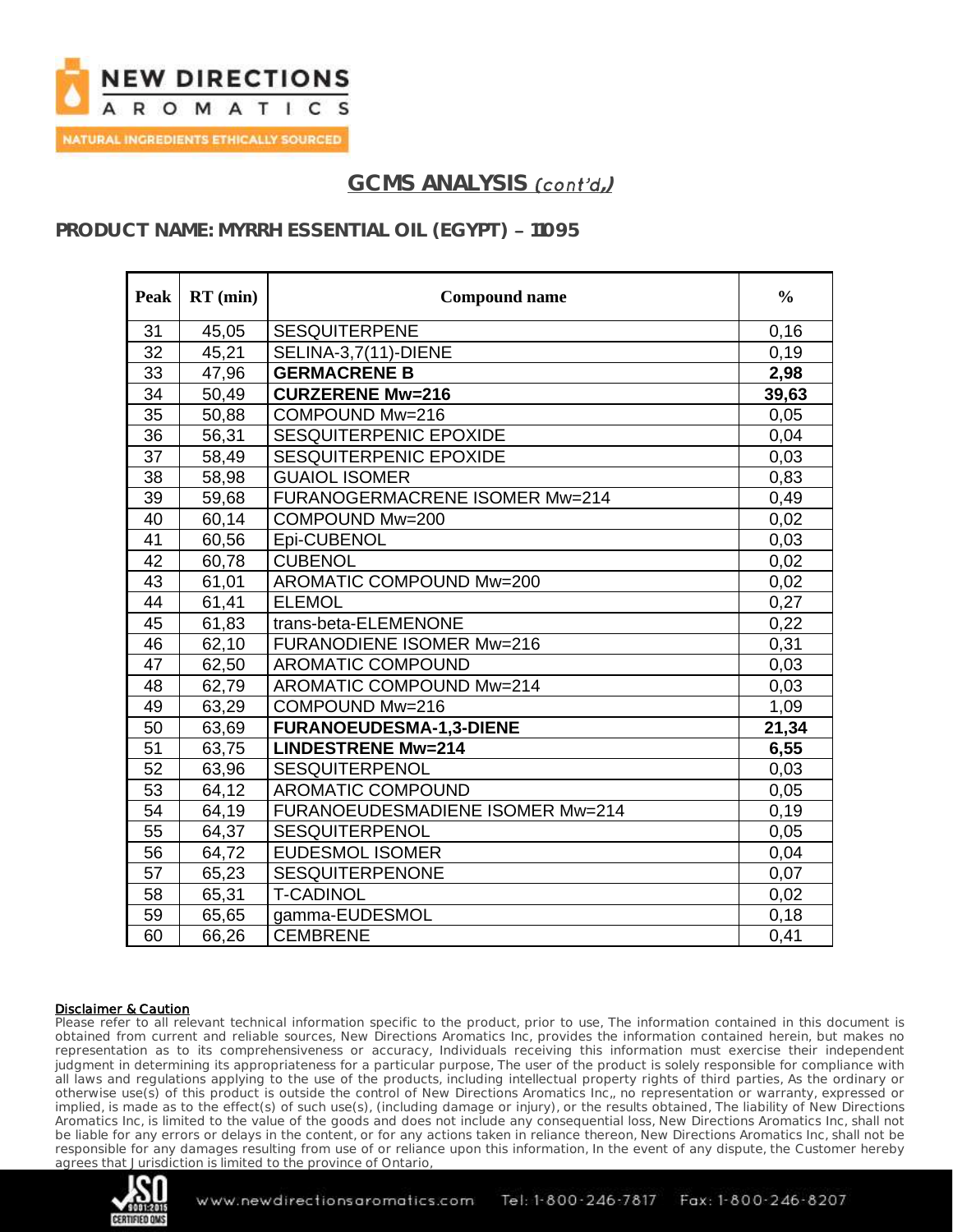## GCMS ANALYSIS *(cont'd,)*

### PRODUCT NAME: MYRRH ESSENTIAL OIL (EGYPT) – 1109​5

| Peak | RT (min) | Compound name | % |
|---|---|---|---|
| 31 | 45,05 | SESQUITERPENE | 0,16 |
| 32 | 45,21 | SELINA-3,7(11)-DIENE | 0,19 |
| 33 | 47,96 | **GERMACRENE B** | **2,98** |
| 34 | 50,49 | **CURZERENE Mw=216** | **39,63** |
| 35 | 50,88 | COMPOUND Mw=216 | 0,05 |
| 36 | 56,31 | SESQUITERPENIC EPOXIDE | 0,04 |
| 37 | 58,49 | SESQUITERPENIC EPOXIDE | 0,03 |
| 38 | 58,98 | GUAIOL ISOMER | 0,83 |
| 39 | 59,68 | FURANOGERMACRENE ISOMER Mw=214 | 0,49 |
| 40 | 60,14 | COMPOUND Mw=200 | 0,02 |
| 41 | 60,56 | Epi-CUBENOL | 0,03 |
| 42 | 60,78 | CUBENOL | 0,02 |
| 43 | 61,01 | AROMATIC COMPOUND Mw=200 | 0,02 |
| 44 | 61,41 | ELEMOL | 0,27 |
| 45 | 61,83 | trans-beta-ELEMENONE | 0,22 |
| 46 | 62,10 | FURANODIENE ISOMER Mw=216 | 0,31 |
| 47 | 62,50 | AROMATIC COMPOUND | 0,03 |
| 48 | 62,79 | AROMATIC COMPOUND Mw=214 | 0,03 |
| 49 | 63,29 | COMPOUND Mw=216 | 1,09 |
| 50 | 63,69 | **FURANOEUDESMA-1,3-DIENE** | **21,34** |
| 51 | 63,75 | **LINDESTRENE Mw=214** | **6,55** |
| 52 | 63,96 | SESQUITERPENOL | 0,03 |
| 53 | 64,12 | AROMATIC COMPOUND | 0,05 |
| 54 | 64,19 | FURANOEUDESMADIENE ISOMER Mw=214 | 0,19 |
| 55 | 64,37 | SESQUITERPENOL | 0,05 |
| 56 | 64,72 | EUDESMOL ISOMER | 0,04 |
| 57 | 65,23 | SESQUITERPENONE | 0,07 |
| 58 | 65,31 | T-CADINOL | 0,02 |
| 59 | 65,65 | gamma-EUDESMOL | 0,18 |
| 60 | 66,26 | CEMBRENE | 0,41 |

**Disclaimer & Caution**

Please refer to all relevant technical information specific to the product, prior to use, The information contained in this document is obtained from current and reliable sources, New Directions Aromatics Inc, provides the information contained herein, but makes no representation as to its comprehensiveness or accuracy, Individuals receiving this information must exercise their independent judgment in determining its appropriateness for a particular purpose, The user of the product is solely responsible for compliance with all laws and regulations applying to the use of the products, including intellectual property rights of third parties, As the ordinary or otherwise use(s) of this product is outside the control of New Directions Aromatics Inc,, no representation or warranty, expressed or implied, is made as to the effect(s) of such use(s), (including damage or injury), or the results obtained, The liability of New Directions Aromatics Inc, is limited to the value of the goods and does not include any consequential loss, New Directions Aromatics Inc, shall not be liable for any errors or delays in the content, or for any actions taken in reliance thereon, New Directions Aromatics Inc, shall not be responsible for any damages resulting from use of or reliance upon this information, In the event of any dispute, the Customer hereby agrees that Jurisdiction is limited to the province of Ontario,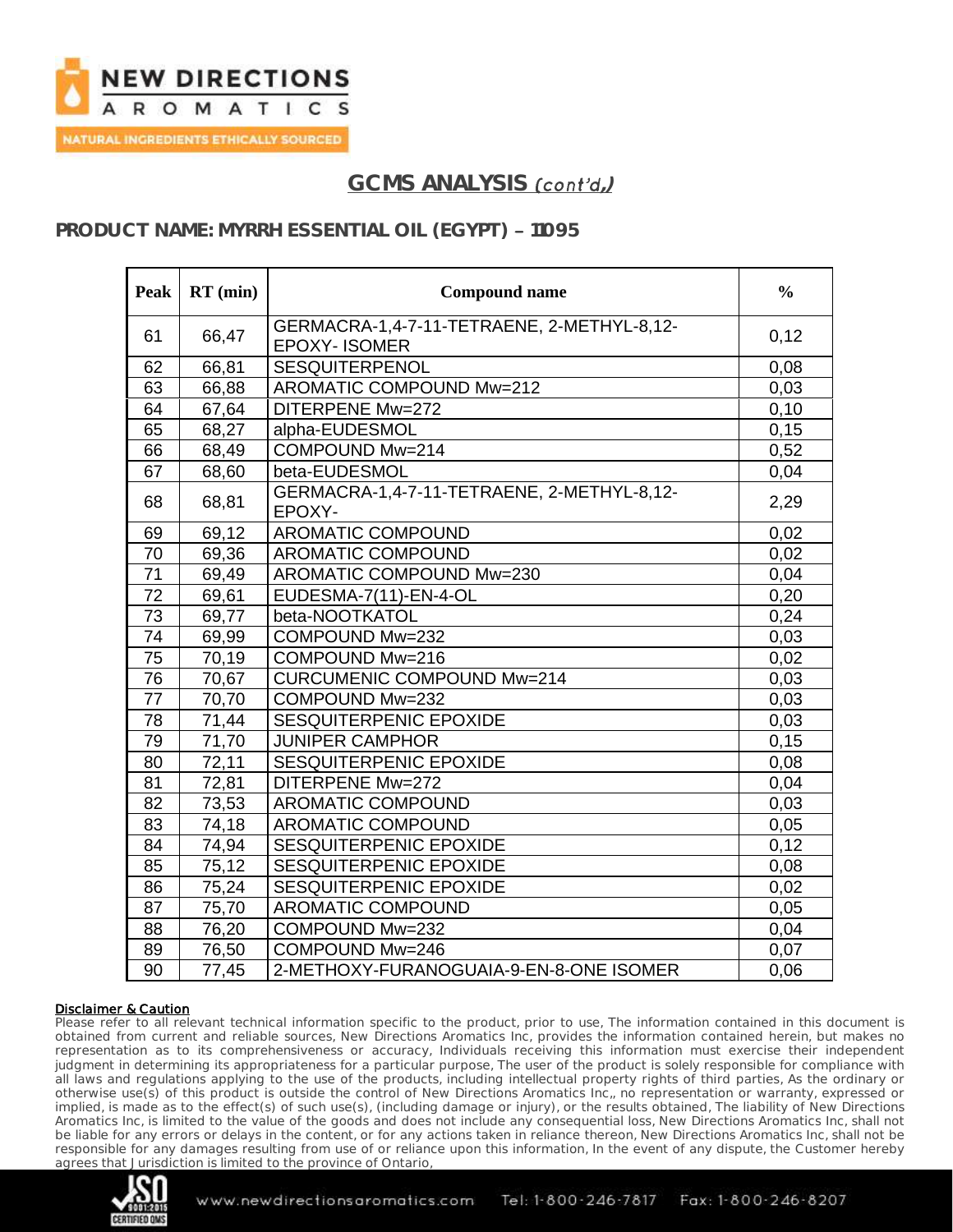## GCMS ANALYSIS *(cont'd,)*

### PRODUCT NAME: MYRRH ESSENTIAL OIL (EGYPT) – 11095

| Peak | RT (min) | Compound name | % |
|---|---|---|---|
| 61 | 66,47 | GERMACRA-1,4-7-11-TETRAENE, 2-METHYL-8,12-EPOXY- ISOMER | 0,12 |
| 62 | 66,81 | SESQUITERPENOL | 0,08 |
| 63 | 66,88 | AROMATIC COMPOUND Mw=212 | 0,03 |
| 64 | 67,64 | DITERPENE Mw=272 | 0,10 |
| 65 | 68,27 | alpha-EUDESMOL | 0,15 |
| 66 | 68,49 | COMPOUND Mw=214 | 0,52 |
| 67 | 68,60 | beta-EUDESMOL | 0,04 |
| 68 | 68,81 | GERMACRA-1,4-7-11-TETRAENE, 2-METHYL-8,12-EPOXY- | 2,29 |
| 69 | 69,12 | AROMATIC COMPOUND | 0,02 |
| 70 | 69,36 | AROMATIC COMPOUND | 0,02 |
| 71 | 69,49 | AROMATIC COMPOUND Mw=230 | 0,04 |
| 72 | 69,61 | EUDESMA-7(11)-EN-4-OL | 0,20 |
| 73 | 69,77 | beta-NOOTKATOL | 0,24 |
| 74 | 69,99 | COMPOUND Mw=232 | 0,03 |
| 75 | 70,19 | COMPOUND Mw=216 | 0,02 |
| 76 | 70,67 | CURCUMENIC COMPOUND Mw=214 | 0,03 |
| 77 | 70,70 | COMPOUND Mw=232 | 0,03 |
| 78 | 71,44 | SESQUITERPENIC EPOXIDE | 0,03 |
| 79 | 71,70 | JUNIPER CAMPHOR | 0,15 |
| 80 | 72,11 | SESQUITERPENIC EPOXIDE | 0,08 |
| 81 | 72,81 | DITERPENE Mw=272 | 0,04 |
| 82 | 73,53 | AROMATIC COMPOUND | 0,03 |
| 83 | 74,18 | AROMATIC COMPOUND | 0,05 |
| 84 | 74,94 | SESQUITERPENIC EPOXIDE | 0,12 |
| 85 | 75,12 | SESQUITERPENIC EPOXIDE | 0,08 |
| 86 | 75,24 | SESQUITERPENIC EPOXIDE | 0,02 |
| 87 | 75,70 | AROMATIC COMPOUND | 0,05 |
| 88 | 76,20 | COMPOUND Mw=232 | 0,04 |
| 89 | 76,50 | COMPOUND Mw=246 | 0,07 |
| 90 | 77,45 | 2-METHOXY-FURANOGUAIA-9-EN-8-ONE ISOMER | 0,06 |

**Disclaimer & Caution**

Please refer to all relevant technical information specific to the product, prior to use, The information contained in this document is obtained from current and reliable sources, New Directions Aromatics Inc, provides the information contained herein, but makes no representation as to its comprehensiveness or accuracy, Individuals receiving this information must exercise their independent judgment in determining its appropriateness for a particular purpose, The user of the product is solely responsible for compliance with all laws and regulations applying to the use of the products, including intellectual property rights of third parties, As the ordinary or otherwise use(s) of this product is outside the control of New Directions Aromatics Inc,, no representation or warranty, expressed or implied, is made as to the effect(s) of such use(s), (including damage or injury), or the results obtained, The liability of New Directions Aromatics Inc, is limited to the value of the goods and does not include any consequential loss, New Directions Aromatics Inc, shall not be liable for any errors or delays in the content, or for any actions taken in reliance thereon, New Directions Aromatics Inc, shall not be responsible for any damages resulting from use of or reliance upon this information, In the event of any dispute, the Customer hereby agrees that Jurisdiction is limited to the province of Ontario,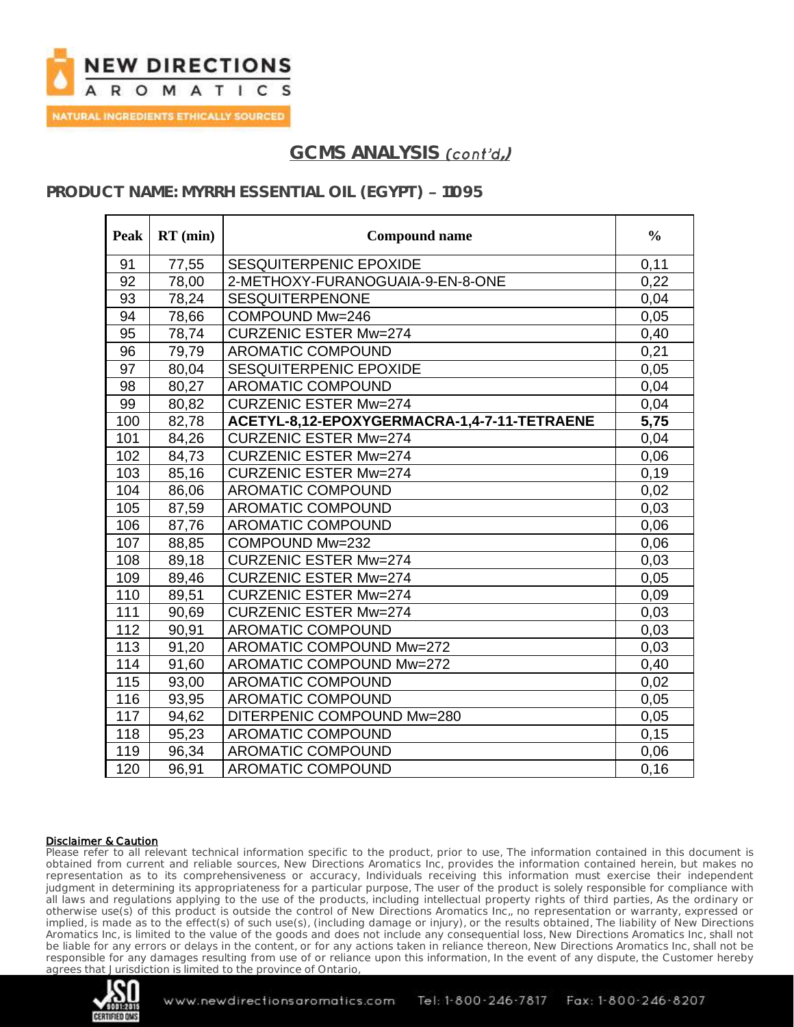## GCMS ANALYSIS *(cont'd,)*

### PRODUCT NAME: MYRRH ESSENTIAL OIL (EGYPT) – 11095

| Peak | RT (min) | Compound name | % |
|---|---|---|---|
| 91 | 77,55 | SESQUITERPENIC EPOXIDE | 0,11 |
| 92 | 78,00 | 2-METHOXY-FURANOGUAIA-9-EN-8-ONE | 0,22 |
| 93 | 78,24 | SESQUITERPENONE | 0,04 |
| 94 | 78,66 | COMPOUND Mw=246 | 0,05 |
| 95 | 78,74 | CURZENIC ESTER Mw=274 | 0,40 |
| 96 | 79,79 | AROMATIC COMPOUND | 0,21 |
| 97 | 80,04 | SESQUITERPENIC EPOXIDE | 0,05 |
| 98 | 80,27 | AROMATIC COMPOUND | 0,04 |
| 99 | 80,82 | CURZENIC ESTER Mw=274 | 0,04 |
| 100 | 82,78 | **ACETYL-8,12-EPOXYGERMACRA-1,4-7-11-TETRAENE** | **5,75** |
| 101 | 84,26 | CURZENIC ESTER Mw=274 | 0,04 |
| 102 | 84,73 | CURZENIC ESTER Mw=274 | 0,06 |
| 103 | 85,16 | CURZENIC ESTER Mw=274 | 0,19 |
| 104 | 86,06 | AROMATIC COMPOUND | 0,02 |
| 105 | 87,59 | AROMATIC COMPOUND | 0,03 |
| 106 | 87,76 | AROMATIC COMPOUND | 0,06 |
| 107 | 88,85 | COMPOUND Mw=232 | 0,06 |
| 108 | 89,18 | CURZENIC ESTER Mw=274 | 0,03 |
| 109 | 89,46 | CURZENIC ESTER Mw=274 | 0,05 |
| 110 | 89,51 | CURZENIC ESTER Mw=274 | 0,09 |
| 111 | 90,69 | CURZENIC ESTER Mw=274 | 0,03 |
| 112 | 90,91 | AROMATIC COMPOUND | 0,03 |
| 113 | 91,20 | AROMATIC COMPOUND Mw=272 | 0,03 |
| 114 | 91,60 | AROMATIC COMPOUND Mw=272 | 0,40 |
| 115 | 93,00 | AROMATIC COMPOUND | 0,02 |
| 116 | 93,95 | AROMATIC COMPOUND | 0,05 |
| 117 | 94,62 | DITERPENIC COMPOUND Mw=280 | 0,05 |
| 118 | 95,23 | AROMATIC COMPOUND | 0,15 |
| 119 | 96,34 | AROMATIC COMPOUND | 0,06 |
| 120 | 96,91 | AROMATIC COMPOUND | 0,16 |

**Disclaimer & Caution**

Please refer to all relevant technical information specific to the product, prior to use, The information contained in this document is obtained from current and reliable sources, New Directions Aromatics Inc, provides the information contained herein, but makes no representation as to its comprehensiveness or accuracy, Individuals receiving this information must exercise their independent judgment in determining its appropriateness for a particular purpose, The user of the product is solely responsible for compliance with all laws and regulations applying to the use of the products, including intellectual property rights of third parties, As the ordinary or otherwise use(s) of this product is outside the control of New Directions Aromatics Inc,, no representation or warranty, expressed or implied, is made as to the effect(s) of such use(s), (including damage or injury), or the results obtained, The liability of New Directions Aromatics Inc, is limited to the value of the goods and does not include any consequential loss, New Directions Aromatics Inc, shall not be liable for any errors or delays in the content, or for any actions taken in reliance thereon, New Directions Aromatics Inc, shall not be responsible for any damages resulting from use of or reliance upon this information, In the event of any dispute, the Customer hereby agrees that Jurisdiction is limited to the province of Ontario,

www.newdirectionsaromatics.com Tel: 1-800-246-7817 Fax: 1-800-246-8207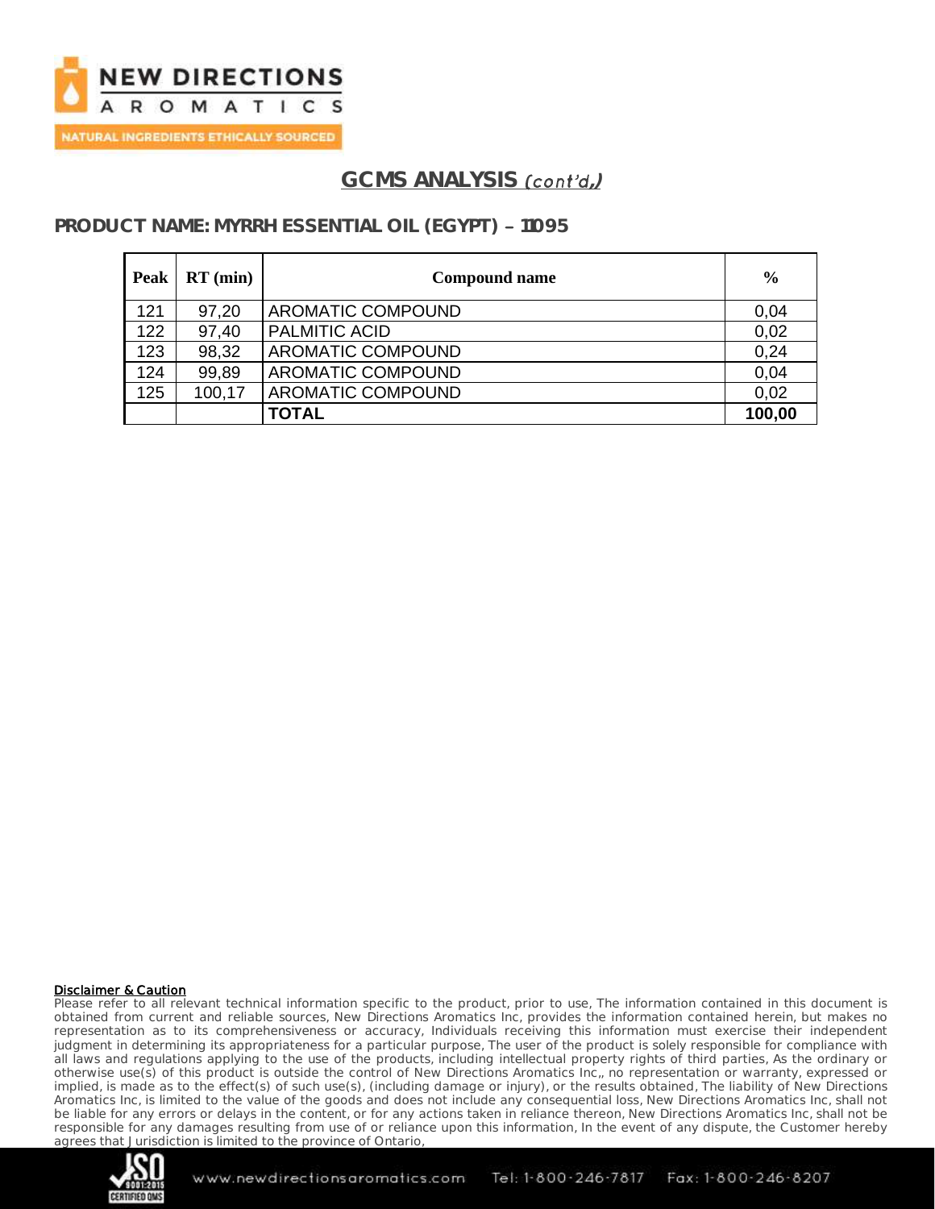## GCMS ANALYSIS *(cont'd,)*

### PRODUCT NAME: MYRRH ESSENTIAL OIL (EGYPT) – 11095

| Peak | RT (min) | Compound name | % |
|---|---|---|---|
| 121 | 97,20 | AROMATIC COMPOUND | 0,04 |
| 122 | 97,40 | PALMITIC ACID | 0,02 |
| 123 | 98,32 | AROMATIC COMPOUND | 0,24 |
| 124 | 99,89 | AROMATIC COMPOUND | 0,04 |
| 125 | 100,17 | AROMATIC COMPOUND | 0,02 |
| | | **TOTAL** | **100,00** |

**Disclaimer & Caution**

Please refer to all relevant technical information specific to the product, prior to use, The information contained in this document is obtained from current and reliable sources, New Directions Aromatics Inc, provides the information contained herein, but makes no representation as to its comprehensiveness or accuracy, Individuals receiving this information must exercise their independent judgment in determining its appropriateness for a particular purpose, The user of the product is solely responsible for compliance with all laws and regulations applying to the use of the products, including intellectual property rights of third parties, As the ordinary or otherwise use(s) of this product is outside the control of New Directions Aromatics Inc,, no representation or warranty, expressed or implied, is made as to the effect(s) of such use(s), (including damage or injury), or the results obtained, The liability of New Directions Aromatics Inc, is limited to the value of the goods and does not include any consequential loss, New Directions Aromatics Inc, shall not be liable for any errors or delays in the content, or for any actions taken in reliance thereon, New Directions Aromatics Inc, shall not be responsible for any damages resulting from use of or reliance upon this information, In the event of any dispute, the Customer hereby agrees that Jurisdiction is limited to the province of Ontario,